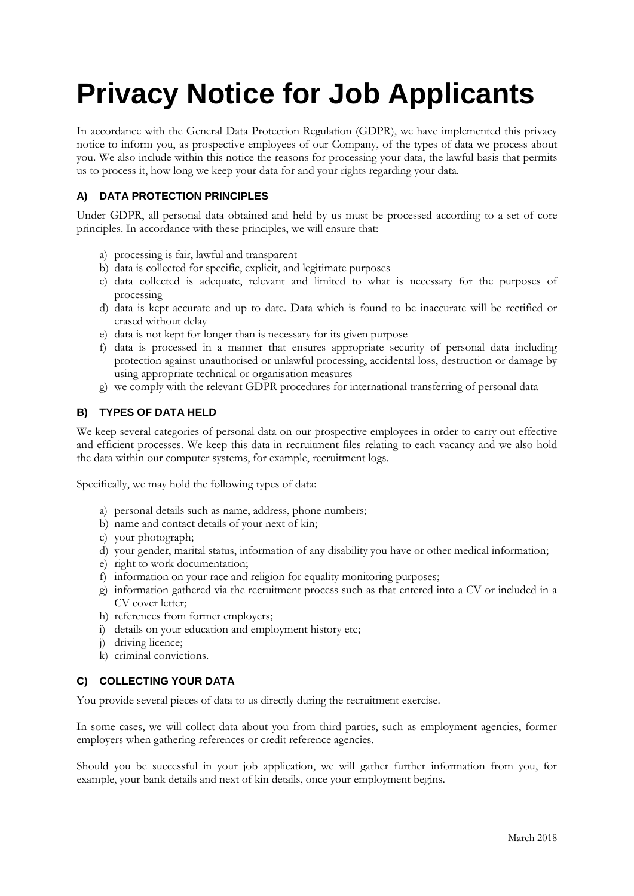# Privacy Notice for Job Applicants

In accordance with the General Data Protection Regulation (GDPR), we have implemented this privacy notice to inform you, as prospective employees of our Company, of the types of data we process about you. We also include within this notice the reasons for processing your data, the lawful basis that permits us to process it, how long we keep your data for and your rights regarding your data.

## A) DATA PROTECTION PRINCIPLES

Under GDPR, all personal data obtained and held by us must be processed according to a set of core principles. In accordance with these principles, we will ensure that:

a) processing is fair, lawful and transparent
b) data is collected for specific, explicit, and legitimate purposes
c) data collected is adequate, relevant and limited to what is necessary for the purposes of processing
d) data is kept accurate and up to date. Data which is found to be inaccurate will be rectified or erased without delay
e) data is not kept for longer than is necessary for its given purpose
f) data is processed in a manner that ensures appropriate security of personal data including protection against unauthorised or unlawful processing, accidental loss, destruction or damage by using appropriate technical or organisation measures
g) we comply with the relevant GDPR procedures for international transferring of personal data

## B) TYPES OF DATA HELD

We keep several categories of personal data on our prospective employees in order to carry out effective and efficient processes. We keep this data in recruitment files relating to each vacancy and we also hold the data within our computer systems, for example, recruitment logs.

Specifically, we may hold the following types of data:

a) personal details such as name, address, phone numbers;
b) name and contact details of your next of kin;
c) your photograph;
d) your gender, marital status, information of any disability you have or other medical information;
e) right to work documentation;
f) information on your race and religion for equality monitoring purposes;
g) information gathered via the recruitment process such as that entered into a CV or included in a CV cover letter;
h) references from former employers;
i) details on your education and employment history etc;
j) driving licence;
k) criminal convictions.

## C) COLLECTING YOUR DATA

You provide several pieces of data to us directly during the recruitment exercise.

In some cases, we will collect data about you from third parties, such as employment agencies, former employers when gathering references or credit reference agencies.

Should you be successful in your job application, we will gather further information from you, for example, your bank details and next of kin details, once your employment begins.

March 2018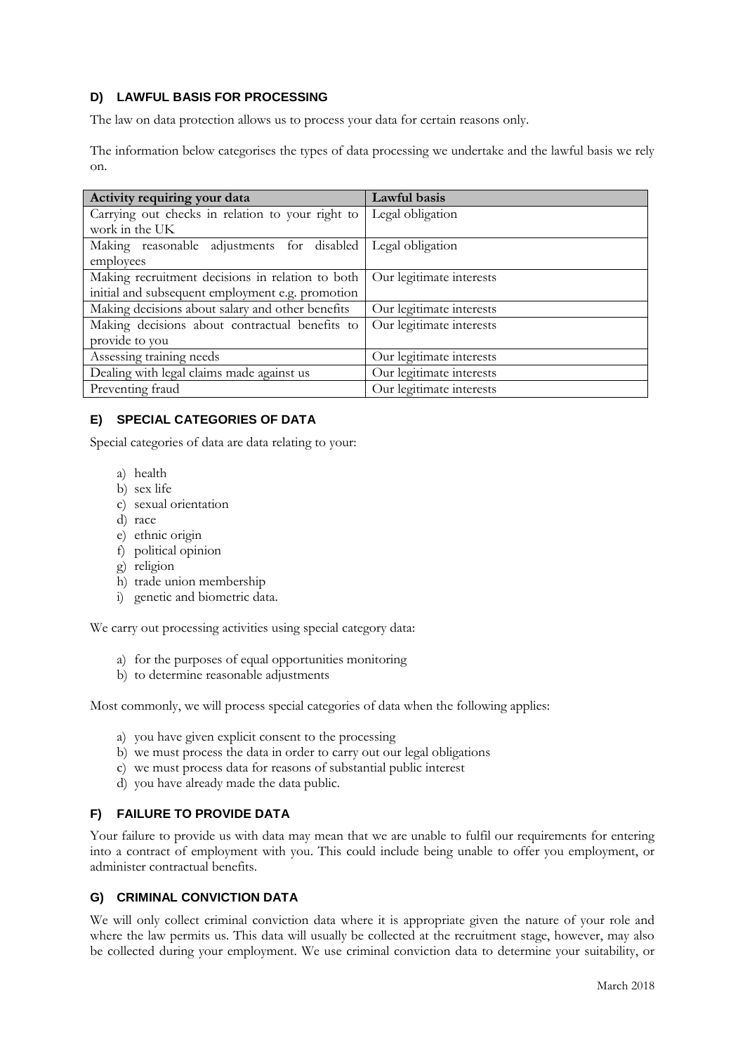## D) LAWFUL BASIS FOR PROCESSING

The law on data protection allows us to process your data for certain reasons only.

The information below categorises the types of data processing we undertake and the lawful basis we rely on.

| Activity requiring your data | Lawful basis |
|---|---|
| Carrying out checks in relation to your right to work in the UK | Legal obligation |
| Making reasonable adjustments for disabled employees | Legal obligation |
| Making recruitment decisions in relation to both initial and subsequent employment e.g. promotion | Our legitimate interests |
| Making decisions about salary and other benefits | Our legitimate interests |
| Making decisions about contractual benefits to provide to you | Our legitimate interests |
| Assessing training needs | Our legitimate interests |
| Dealing with legal claims made against us | Our legitimate interests |
| Preventing fraud | Our legitimate interests |

## E) SPECIAL CATEGORIES OF DATA

Special categories of data are data relating to your:

a) health
b) sex life
c) sexual orientation
d) race
e) ethnic origin
f) political opinion
g) religion
h) trade union membership
i) genetic and biometric data.

We carry out processing activities using special category data:

a) for the purposes of equal opportunities monitoring
b) to determine reasonable adjustments

Most commonly, we will process special categories of data when the following applies:

a) you have given explicit consent to the processing
b) we must process the data in order to carry out our legal obligations
c) we must process data for reasons of substantial public interest
d) you have already made the data public.

## F) FAILURE TO PROVIDE DATA

Your failure to provide us with data may mean that we are unable to fulfil our requirements for entering into a contract of employment with you. This could include being unable to offer you employment, or administer contractual benefits.

## G) CRIMINAL CONVICTION DATA

We will only collect criminal conviction data where it is appropriate given the nature of your role and where the law permits us. This data will usually be collected at the recruitment stage, however, may also be collected during your employment. We use criminal conviction data to determine your suitability, or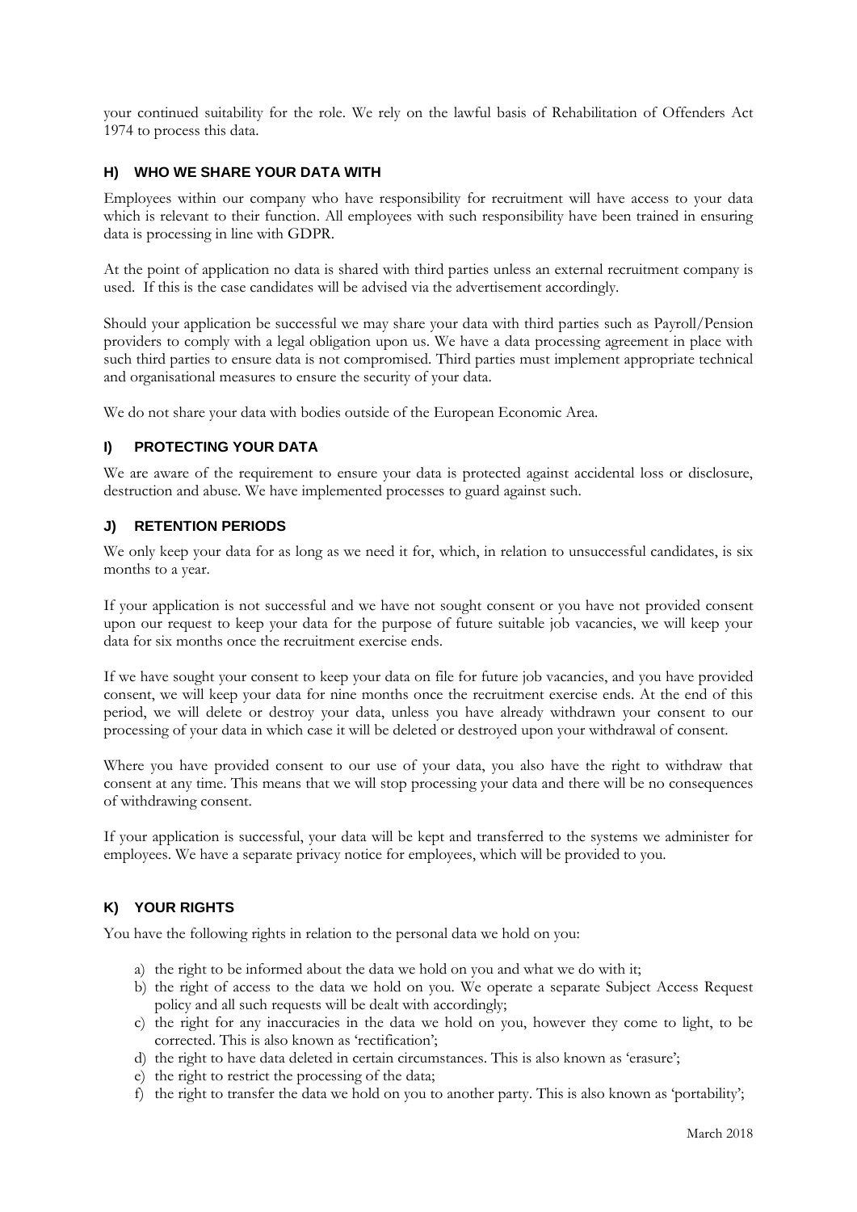your continued suitability for the role. We rely on the lawful basis of Rehabilitation of Offenders Act 1974 to process this data.

### H) WHO WE SHARE YOUR DATA WITH

Employees within our company who have responsibility for recruitment will have access to your data which is relevant to their function. All employees with such responsibility have been trained in ensuring data is processing in line with GDPR.

At the point of application no data is shared with third parties unless an external recruitment company is used. If this is the case candidates will be advised via the advertisement accordingly.

Should your application be successful we may share your data with third parties such as Payroll/Pension providers to comply with a legal obligation upon us. We have a data processing agreement in place with such third parties to ensure data is not compromised. Third parties must implement appropriate technical and organisational measures to ensure the security of your data.

We do not share your data with bodies outside of the European Economic Area.

### I) PROTECTING YOUR DATA

We are aware of the requirement to ensure your data is protected against accidental loss or disclosure, destruction and abuse. We have implemented processes to guard against such.

### J) RETENTION PERIODS

We only keep your data for as long as we need it for, which, in relation to unsuccessful candidates, is six months to a year.

If your application is not successful and we have not sought consent or you have not provided consent upon our request to keep your data for the purpose of future suitable job vacancies, we will keep your data for six months once the recruitment exercise ends.

If we have sought your consent to keep your data on file for future job vacancies, and you have provided consent, we will keep your data for nine months once the recruitment exercise ends. At the end of this period, we will delete or destroy your data, unless you have already withdrawn your consent to our processing of your data in which case it will be deleted or destroyed upon your withdrawal of consent.

Where you have provided consent to our use of your data, you also have the right to withdraw that consent at any time. This means that we will stop processing your data and there will be no consequences of withdrawing consent.

If your application is successful, your data will be kept and transferred to the systems we administer for employees. We have a separate privacy notice for employees, which will be provided to you.

### K) YOUR RIGHTS

You have the following rights in relation to the personal data we hold on you:

a) the right to be informed about the data we hold on you and what we do with it;
b) the right of access to the data we hold on you. We operate a separate Subject Access Request policy and all such requests will be dealt with accordingly;
c) the right for any inaccuracies in the data we hold on you, however they come to light, to be corrected. This is also known as 'rectification';
d) the right to have data deleted in certain circumstances. This is also known as 'erasure';
e) the right to restrict the processing of the data;
f) the right to transfer the data we hold on you to another party. This is also known as 'portability';

March 2018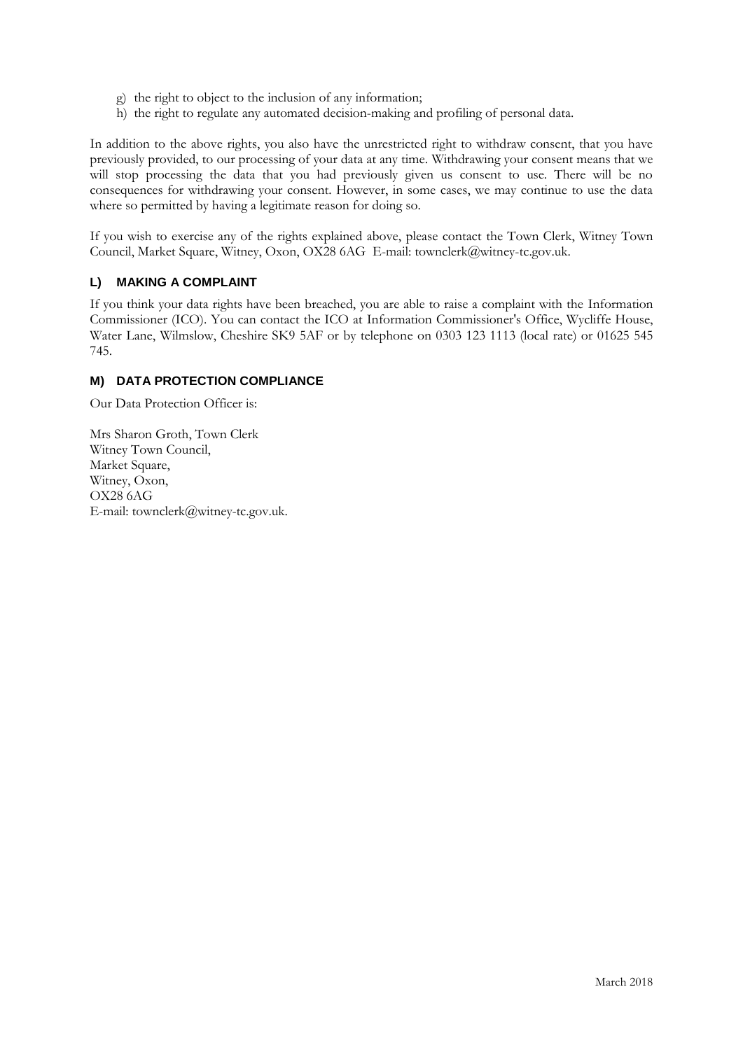g) the right to object to the inclusion of any information;
h) the right to regulate any automated decision-making and profiling of personal data.

In addition to the above rights, you also have the unrestricted right to withdraw consent, that you have previously provided, to our processing of your data at any time. Withdrawing your consent means that we will stop processing the data that you had previously given us consent to use. There will be no consequences for withdrawing your consent. However, in some cases, we may continue to use the data where so permitted by having a legitimate reason for doing so.

If you wish to exercise any of the rights explained above, please contact the Town Clerk, Witney Town Council, Market Square, Witney, Oxon, OX28 6AG E-mail: townclerk@witney-tc.gov.uk.

## L) MAKING A COMPLAINT

If you think your data rights have been breached, you are able to raise a complaint with the Information Commissioner (ICO). You can contact the ICO at Information Commissioner's Office, Wycliffe House, Water Lane, Wilmslow, Cheshire SK9 5AF or by telephone on 0303 123 1113 (local rate) or 01625 545 745.

## M) DATA PROTECTION COMPLIANCE

Our Data Protection Officer is:

Mrs Sharon Groth, Town Clerk
Witney Town Council,
Market Square,
Witney, Oxon,
OX28 6AG
E-mail: townclerk@witney-tc.gov.uk.

March 2018